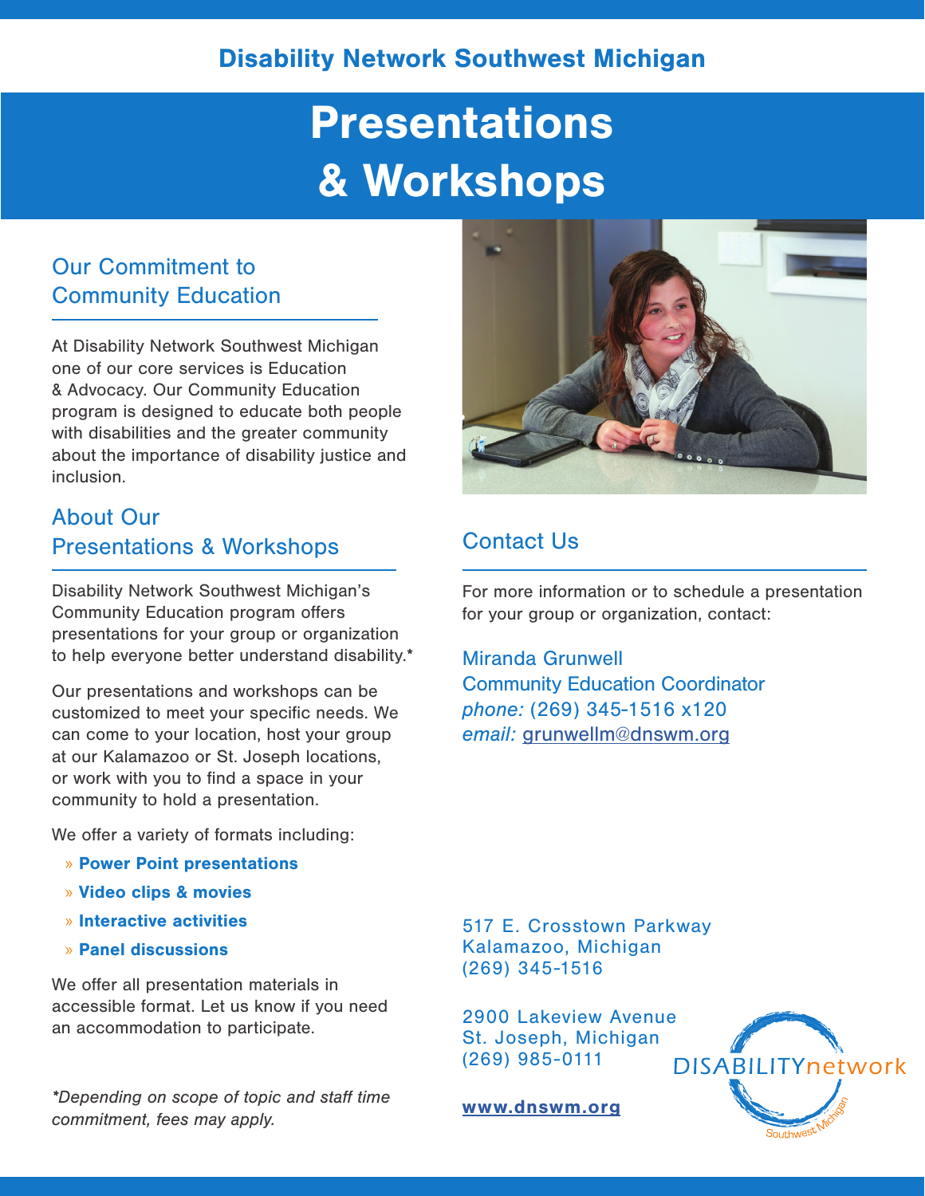**Disability Network Southwest Michigan**

# Presentations & Workshops

## Our Commitment to Community Education

At Disability Network Southwest Michigan one of our core services is Education & Advocacy. Our Community Education program is designed to educate both people with disabilities and the greater community about the importance of disability justice and inclusion.

## About Our Presentations & Workshops

Disability Network Southwest Michigan's Community Education program offers presentations for your group or organization to help everyone better understand disability.*

Our presentations and workshops can be customized to meet your specific needs. We can come to your location, host your group at our Kalamazoo or St. Joseph locations, or work with you to find a space in your community to hold a presentation.

We offer a variety of formats including:

- **Power Point presentations**
- **Video clips & movies**
- **Interactive activities**
- **Panel discussions**

We offer all presentation materials in accessible format. Let us know if you need an accommodation to participate.

*\*Depending on scope of topic and staff time commitment, fees may apply.*

## Contact Us

For more information or to schedule a presentation for your group or organization, contact:

Miranda Grunwell
Community Education Coordinator
*phone:* (269) 345-1516 x120
*email:* grunwellm@dnswm.org

517 E. Crosstown Parkway
Kalamazoo, Michigan
(269) 345-1516

2900 Lakeview Avenue
St. Joseph, Michigan
(269) 985-0111

**www.dnswm.org**

DISABILITYnetwork Southwest Michigan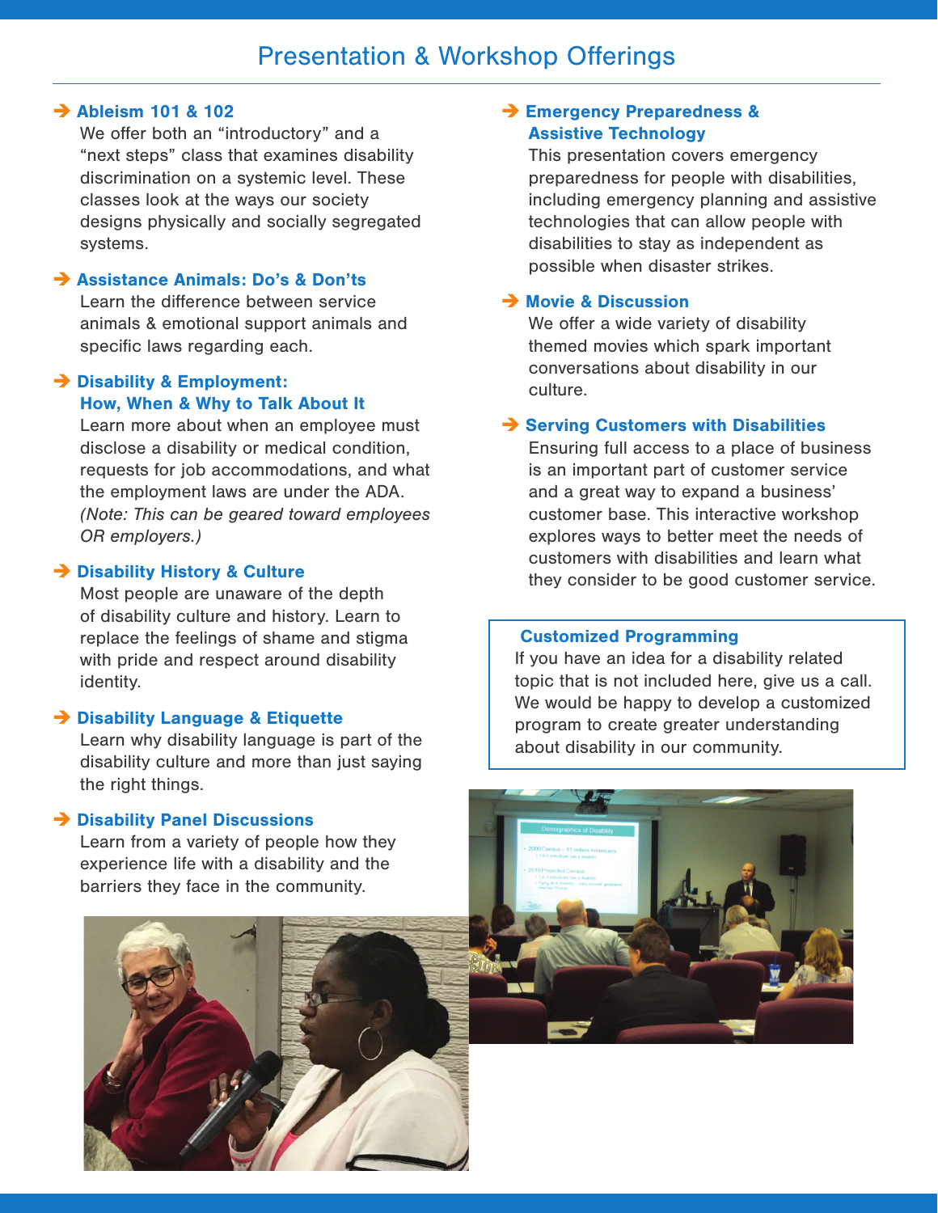# Presentation & Workshop Offerings

### ➔ Ableism 101 & 102

We offer both an "introductory" and a "next steps" class that examines disability discrimination on a systemic level. These classes look at the ways our society designs physically and socially segregated systems.

### ➔ Assistance Animals: Do's & Don'ts

Learn the difference between service animals & emotional support animals and specific laws regarding each.

### ➔ Disability & Employment: How, When & Why to Talk About It

Learn more about when an employee must disclose a disability or medical condition, requests for job accommodations, and what the employment laws are under the ADA. *(Note: This can be geared toward employees OR employers.)*

### ➔ Disability History & Culture

Most people are unaware of the depth of disability culture and history. Learn to replace the feelings of shame and stigma with pride and respect around disability identity.

### ➔ Disability Language & Etiquette

Learn why disability language is part of the disability culture and more than just saying the right things.

### ➔ Disability Panel Discussions

Learn from a variety of people how they experience life with a disability and the barriers they face in the community.

### ➔ Emergency Preparedness & Assistive Technology

This presentation covers emergency preparedness for people with disabilities, including emergency planning and assistive technologies that can allow people with disabilities to stay as independent as possible when disaster strikes.

### ➔ Movie & Discussion

We offer a wide variety of disability themed movies which spark important conversations about disability in our culture.

### ➔ Serving Customers with Disabilities

Ensuring full access to a place of business is an important part of customer service and a great way to expand a business' customer base. This interactive workshop explores ways to better meet the needs of customers with disabilities and learn what they consider to be good customer service.

### Customized Programming

If you have an idea for a disability related topic that is not included here, give us a call. We would be happy to develop a customized program to create greater understanding about disability in our community.